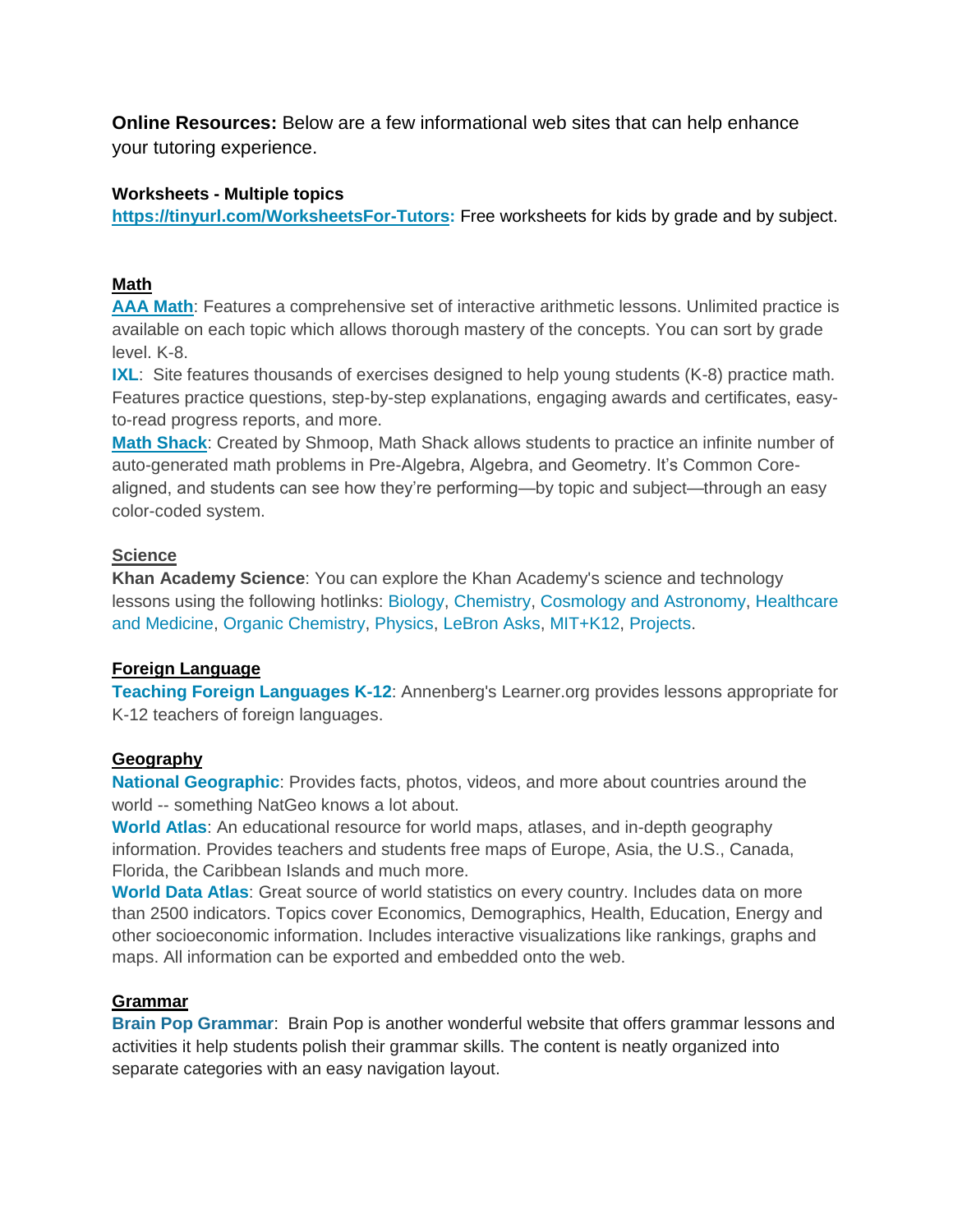**Online Resources:** Below are a few informational web sites that can help enhance your tutoring experience.

**Worksheets - Multiple topics**

**https://tinyurl.com/WorksheetsFor-Tutors:** Free worksheets for kids by grade and by subject.

## Math

**AAA Math**: Features a comprehensive set of interactive arithmetic lessons. Unlimited practice is available on each topic which allows thorough mastery of the concepts. You can sort by grade level. K-8.

**IXL**: Site features thousands of exercises designed to help young students (K-8) practice math. Features practice questions, step-by-step explanations, engaging awards and certificates, easy-to-read progress reports, and more.

**Math Shack**: Created by Shmoop, Math Shack allows students to practice an infinite number of auto-generated math problems in Pre-Algebra, Algebra, and Geometry. It's Common Core-aligned, and students can see how they're performing—by topic and subject—through an easy color-coded system.

## Science

**Khan Academy Science**: You can explore the Khan Academy's science and technology lessons using the following hotlinks: Biology, Chemistry, Cosmology and Astronomy, Healthcare and Medicine, Organic Chemistry, Physics, LeBron Asks, MIT+K12, Projects.

## Foreign Language

**Teaching Foreign Languages K-12**: Annenberg's Learner.org provides lessons appropriate for K-12 teachers of foreign languages.

## Geography

**National Geographic**: Provides facts, photos, videos, and more about countries around the world -- something NatGeo knows a lot about.

**World Atlas**: An educational resource for world maps, atlases, and in-depth geography information. Provides teachers and students free maps of Europe, Asia, the U.S., Canada, Florida, the Caribbean Islands and much more.

**World Data Atlas**: Great source of world statistics on every country. Includes data on more than 2500 indicators. Topics cover Economics, Demographics, Health, Education, Energy and other socioeconomic information. Includes interactive visualizations like rankings, graphs and maps. All information can be exported and embedded onto the web.

## Grammar

**Brain Pop Grammar**: Brain Pop is another wonderful website that offers grammar lessons and activities it help students polish their grammar skills. The content is neatly organized into separate categories with an easy navigation layout.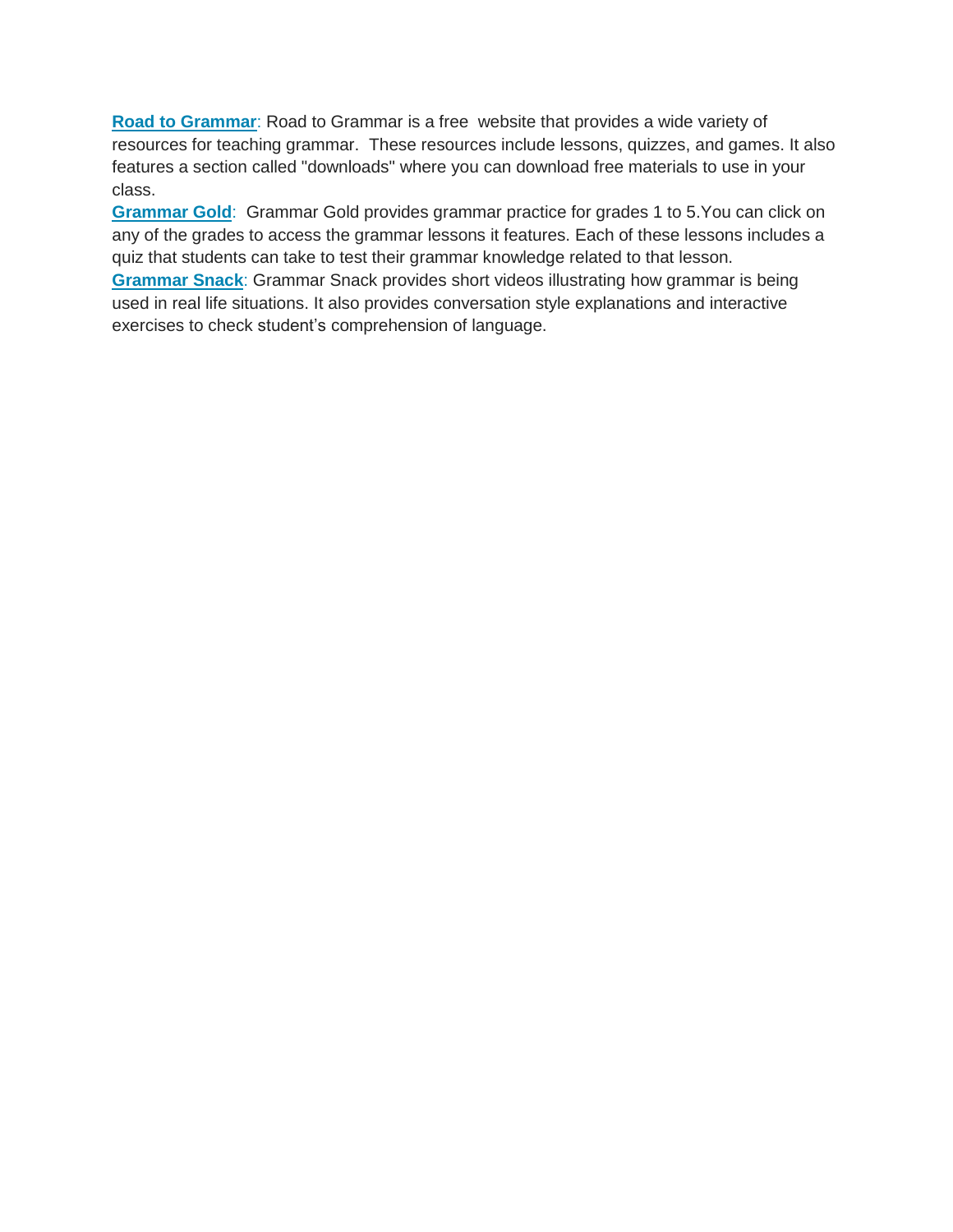**Road to Grammar**: Road to Grammar is a free website that provides a wide variety of resources for teaching grammar. These resources include lessons, quizzes, and games. It also features a section called "downloads" where you can download free materials to use in your class.

**Grammar Gold**: Grammar Gold provides grammar practice for grades 1 to 5.You can click on any of the grades to access the grammar lessons it features. Each of these lessons includes a quiz that students can take to test their grammar knowledge related to that lesson.

**Grammar Snack**: Grammar Snack provides short videos illustrating how grammar is being used in real life situations. It also provides conversation style explanations and interactive exercises to check student's comprehension of language.